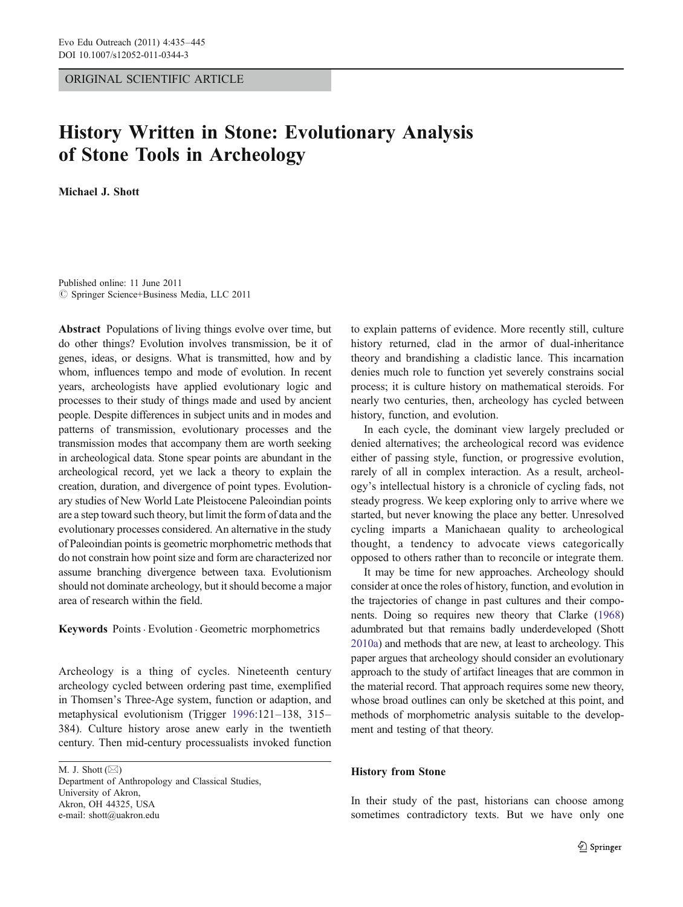ORIGINAL SCIENTIFIC ARTICLE

# History Written in Stone: Evolutionary Analysis of Stone Tools in Archeology

**Michael J. Shott**

Published online: 11 June 2011
© Springer Science+Business Media, LLC 2011

**Abstract** Populations of living things evolve over time, but do other things? Evolution involves transmission, be it of genes, ideas, or designs. What is transmitted, how and by whom, influences tempo and mode of evolution. In recent years, archeologists have applied evolutionary logic and processes to their study of things made and used by ancient people. Despite differences in subject units and in modes and patterns of transmission, evolutionary processes and the transmission modes that accompany them are worth seeking in archeological data. Stone spear points are abundant in the archeological record, yet we lack a theory to explain the creation, duration, and divergence of point types. Evolutionary studies of New World Late Pleistocene Paleoindian points are a step toward such theory, but limit the form of data and the evolutionary processes considered. An alternative in the study of Paleoindian points is geometric morphometric methods that do not constrain how point size and form are characterized nor assume branching divergence between taxa. Evolutionism should not dominate archeology, but it should become a major area of research within the field.

**Keywords** Points · Evolution · Geometric morphometrics

M. J. Shott (✉)
Department of Anthropology and Classical Studies,
University of Akron,
Akron, OH 44325, USA
e-mail: shott@uakron.edu

Archeology is a thing of cycles. Nineteenth century archeology cycled between ordering past time, exemplified in Thomsen's Three-Age system, function or adaption, and metaphysical evolutionism (Trigger 1996:121–138, 315–384). Culture history arose anew early in the twentieth century. Then mid-century processualists invoked function to explain patterns of evidence. More recently still, culture history returned, clad in the armor of dual-inheritance theory and brandishing a cladistic lance. This incarnation denies much role to function yet severely constrains social process; it is culture history on mathematical steroids. For nearly two centuries, then, archeology has cycled between history, function, and evolution.

In each cycle, the dominant view largely precluded or denied alternatives; the archeological record was evidence either of passing style, function, or progressive evolution, rarely of all in complex interaction. As a result, archeology's intellectual history is a chronicle of cycling fads, not steady progress. We keep exploring only to arrive where we started, but never knowing the place any better. Unresolved cycling imparts a Manichaean quality to archeological thought, a tendency to advocate views categorically opposed to others rather than to reconcile or integrate them.

It may be time for new approaches. Archeology should consider at once the roles of history, function, and evolution in the trajectories of change in past cultures and their components. Doing so requires new theory that Clarke (1968) adumbrated but that remains badly underdeveloped (Shott 2010a) and methods that are new, at least to archeology. This paper argues that archeology should consider an evolutionary approach to the study of artifact lineages that are common in the material record. That approach requires some new theory, whose broad outlines can only be sketched at this point, and methods of morphometric analysis suitable to the development and testing of that theory.

## History from Stone

In their study of the past, historians can choose among sometimes contradictory texts. But we have only one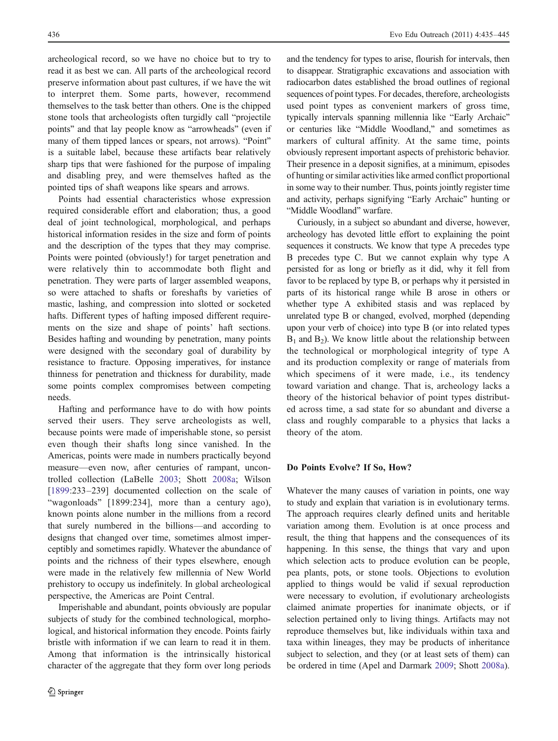archeological record, so we have no choice but to try to read it as best we can. All parts of the archeological record preserve information about past cultures, if we have the wit to interpret them. Some parts, however, recommend themselves to the task better than others. One is the chipped stone tools that archeologists often turgidly call "projectile points" and that lay people know as "arrowheads" (even if many of them tipped lances or spears, not arrows). "Point" is a suitable label, because these artifacts bear relatively sharp tips that were fashioned for the purpose of impaling and disabling prey, and were themselves hafted as the pointed tips of shaft weapons like spears and arrows.

Points had essential characteristics whose expression required considerable effort and elaboration; thus, a good deal of joint technological, morphological, and perhaps historical information resides in the size and form of points and the description of the types that they may comprise. Points were pointed (obviously!) for target penetration and were relatively thin to accommodate both flight and penetration. They were parts of larger assembled weapons, so were attached to shafts or foreshafts by varieties of mastic, lashing, and compression into slotted or socketed hafts. Different types of hafting imposed different requirements on the size and shape of points' haft sections. Besides hafting and wounding by penetration, many points were designed with the secondary goal of durability by resistance to fracture. Opposing imperatives, for instance thinness for penetration and thickness for durability, made some points complex compromises between competing needs.

Hafting and performance have to do with how points served their users. They serve archeologists as well, because points were made of imperishable stone, so persist even though their shafts long since vanished. In the Americas, points were made in numbers practically beyond measure—even now, after centuries of rampant, uncontrolled collection (LaBelle 2003; Shott 2008a; Wilson [1899:233–239] documented collection on the scale of "wagonloads" [1899:234], more than a century ago), known points alone number in the millions from a record that surely numbered in the billions—and according to designs that changed over time, sometimes almost imperceptibly and sometimes rapidly. Whatever the abundance of points and the richness of their types elsewhere, enough were made in the relatively few millennia of New World prehistory to occupy us indefinitely. In global archeological perspective, the Americas are Point Central.

Imperishable and abundant, points obviously are popular subjects of study for the combined technological, morphological, and historical information they encode. Points fairly bristle with information if we can learn to read it in them. Among that information is the intrinsically historical character of the aggregate that they form over long periods and the tendency for types to arise, flourish for intervals, then to disappear. Stratigraphic excavations and association with radiocarbon dates established the broad outlines of regional sequences of point types. For decades, therefore, archeologists used point types as convenient markers of gross time, typically intervals spanning millennia like "Early Archaic" or centuries like "Middle Woodland," and sometimes as markers of cultural affinity. At the same time, points obviously represent important aspects of prehistoric behavior. Their presence in a deposit signifies, at a minimum, episodes of hunting or similar activities like armed conflict proportional in some way to their number. Thus, points jointly register time and activity, perhaps signifying "Early Archaic" hunting or "Middle Woodland" warfare.

Curiously, in a subject so abundant and diverse, however, archeology has devoted little effort to explaining the point sequences it constructs. We know that type A precedes type B precedes type C. But we cannot explain why type A persisted for as long or briefly as it did, why it fell from favor to be replaced by type B, or perhaps why it persisted in parts of its historical range while B arose in others or whether type A exhibited stasis and was replaced by unrelated type B or changed, evolved, morphed (depending upon your verb of choice) into type B (or into related types $B_1$ and $B_2$). We know little about the relationship between the technological or morphological integrity of type A and its production complexity or range of materials from which specimens of it were made, i.e., its tendency toward variation and change. That is, archeology lacks a theory of the historical behavior of point types distributed across time, a sad state for so abundant and diverse a class and roughly comparable to a physics that lacks a theory of the atom.

## Do Points Evolve? If So, How?

Whatever the many causes of variation in points, one way to study and explain that variation is in evolutionary terms. The approach requires clearly defined units and heritable variation among them. Evolution is at once process and result, the thing that happens and the consequences of its happening. In this sense, the things that vary and upon which selection acts to produce evolution can be people, pea plants, pots, or stone tools. Objections to evolution applied to things would be valid if sexual reproduction were necessary to evolution, if evolutionary archeologists claimed animate properties for inanimate objects, or if selection pertained only to living things. Artifacts may not reproduce themselves but, like individuals within taxa and taxa within lineages, they may be products of inheritance subject to selection, and they (or at least sets of them) can be ordered in time (Apel and Darmark 2009; Shott 2008a).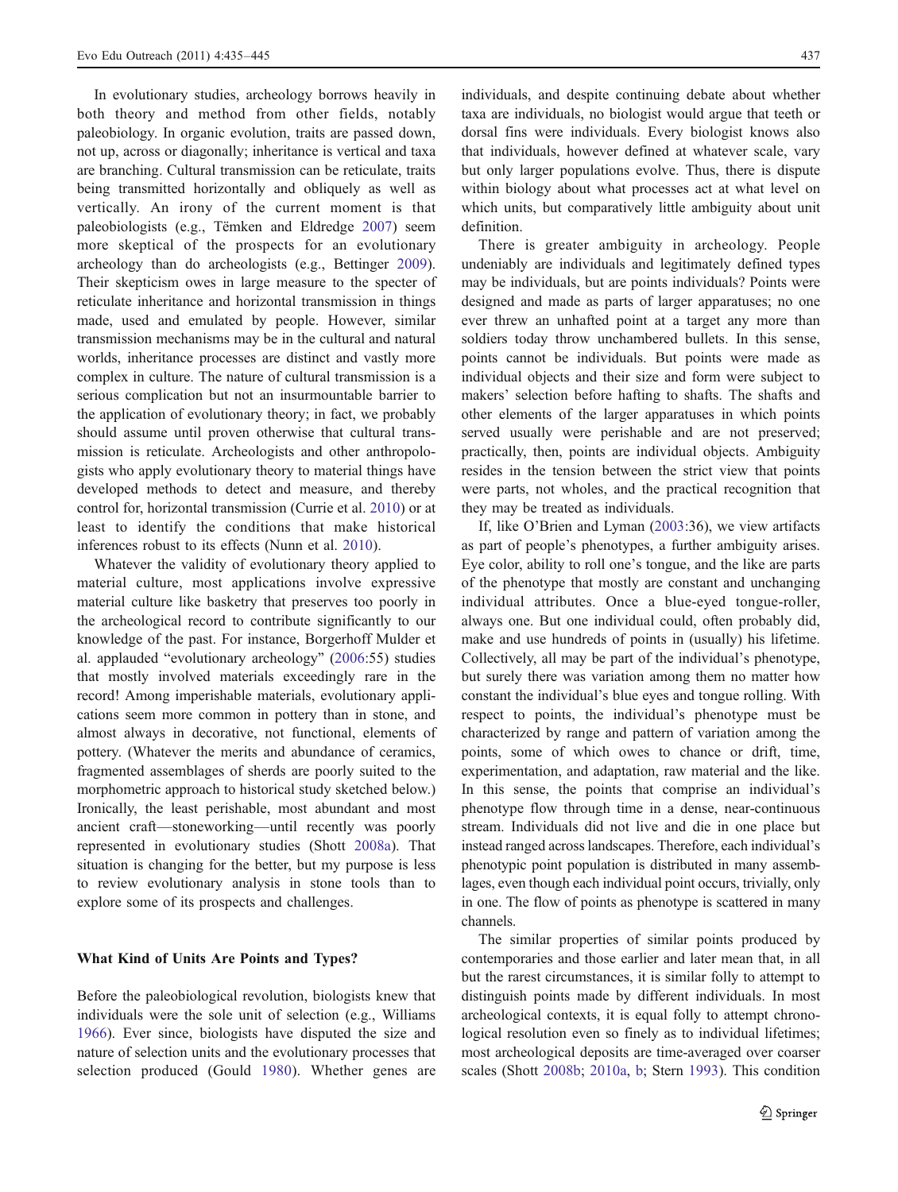In evolutionary studies, archeology borrows heavily in both theory and method from other fields, notably paleobiology. In organic evolution, traits are passed down, not up, across or diagonally; inheritance is vertical and taxa are branching. Cultural transmission can be reticulate, traits being transmitted horizontally and obliquely as well as vertically. An irony of the current moment is that paleobiologists (e.g., Tëmken and Eldredge 2007) seem more skeptical of the prospects for an evolutionary archeology than do archeologists (e.g., Bettinger 2009). Their skepticism owes in large measure to the specter of reticulate inheritance and horizontal transmission in things made, used and emulated by people. However, similar transmission mechanisms may be in the cultural and natural worlds, inheritance processes are distinct and vastly more complex in culture. The nature of cultural transmission is a serious complication but not an insurmountable barrier to the application of evolutionary theory; in fact, we probably should assume until proven otherwise that cultural transmission is reticulate. Archeologists and other anthropologists who apply evolutionary theory to material things have developed methods to detect and measure, and thereby control for, horizontal transmission (Currie et al. 2010) or at least to identify the conditions that make historical inferences robust to its effects (Nunn et al. 2010).

Whatever the validity of evolutionary theory applied to material culture, most applications involve expressive material culture like basketry that preserves too poorly in the archeological record to contribute significantly to our knowledge of the past. For instance, Borgerhoff Mulder et al. applauded "evolutionary archeology" (2006:55) studies that mostly involved materials exceedingly rare in the record! Among imperishable materials, evolutionary applications seem more common in pottery than in stone, and almost always in decorative, not functional, elements of pottery. (Whatever the merits and abundance of ceramics, fragmented assemblages of sherds are poorly suited to the morphometric approach to historical study sketched below.) Ironically, the least perishable, most abundant and most ancient craft—stoneworking—until recently was poorly represented in evolutionary studies (Shott 2008a). That situation is changing for the better, but my purpose is less to review evolutionary analysis in stone tools than to explore some of its prospects and challenges.

## What Kind of Units Are Points and Types?

Before the paleobiological revolution, biologists knew that individuals were the sole unit of selection (e.g., Williams 1966). Ever since, biologists have disputed the size and nature of selection units and the evolutionary processes that selection produced (Gould 1980). Whether genes are individuals, and despite continuing debate about whether taxa are individuals, no biologist would argue that teeth or dorsal fins were individuals. Every biologist knows also that individuals, however defined at whatever scale, vary but only larger populations evolve. Thus, there is dispute within biology about what processes act at what level on which units, but comparatively little ambiguity about unit definition.

There is greater ambiguity in archeology. People undeniably are individuals and legitimately defined types may be individuals, but are points individuals? Points were designed and made as parts of larger apparatuses; no one ever threw an unhafted point at a target any more than soldiers today throw unchambered bullets. In this sense, points cannot be individuals. But points were made as individual objects and their size and form were subject to makers' selection before hafting to shafts. The shafts and other elements of the larger apparatuses in which points served usually were perishable and are not preserved; practically, then, points are individual objects. Ambiguity resides in the tension between the strict view that points were parts, not wholes, and the practical recognition that they may be treated as individuals.

If, like O'Brien and Lyman (2003:36), we view artifacts as part of people's phenotypes, a further ambiguity arises. Eye color, ability to roll one's tongue, and the like are parts of the phenotype that mostly are constant and unchanging individual attributes. Once a blue-eyed tongue-roller, always one. But one individual could, often probably did, make and use hundreds of points in (usually) his lifetime. Collectively, all may be part of the individual's phenotype, but surely there was variation among them no matter how constant the individual's blue eyes and tongue rolling. With respect to points, the individual's phenotype must be characterized by range and pattern of variation among the points, some of which owes to chance or drift, time, experimentation, and adaptation, raw material and the like. In this sense, the points that comprise an individual's phenotype flow through time in a dense, near-continuous stream. Individuals did not live and die in one place but instead ranged across landscapes. Therefore, each individual's phenotypic point population is distributed in many assemblages, even though each individual point occurs, trivially, only in one. The flow of points as phenotype is scattered in many channels.

The similar properties of similar points produced by contemporaries and those earlier and later mean that, in all but the rarest circumstances, it is similar folly to attempt to distinguish points made by different individuals. In most archeological contexts, it is equal folly to attempt chronological resolution even so finely as to individual lifetimes; most archeological deposits are time-averaged over coarser scales (Shott 2008b; 2010a, b; Stern 1993). This condition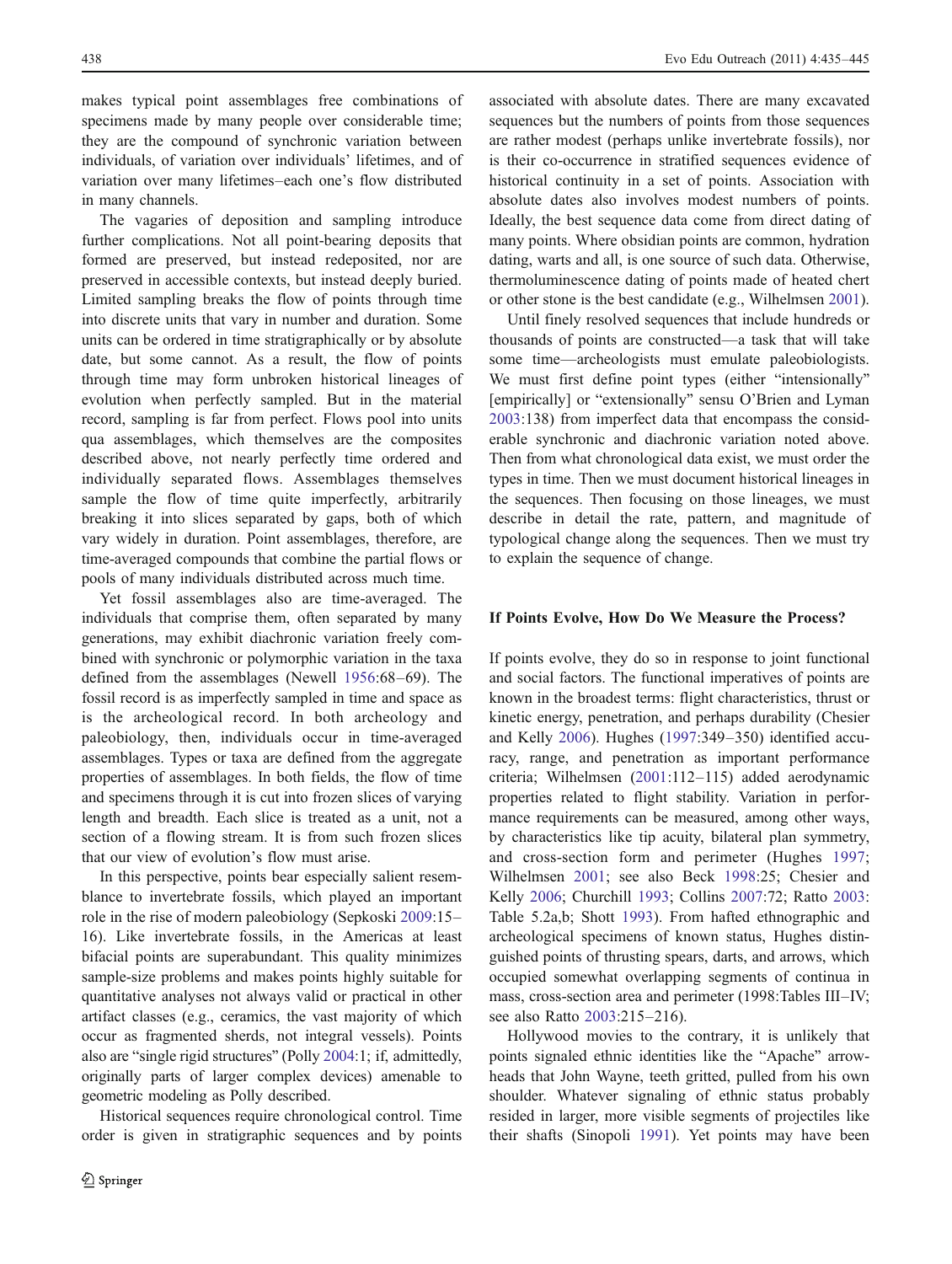makes typical point assemblages free combinations of specimens made by many people over considerable time; they are the compound of synchronic variation between individuals, of variation over individuals' lifetimes, and of variation over many lifetimes–each one's flow distributed in many channels.

The vagaries of deposition and sampling introduce further complications. Not all point-bearing deposits that formed are preserved, but instead redeposited, nor are preserved in accessible contexts, but instead deeply buried. Limited sampling breaks the flow of points through time into discrete units that vary in number and duration. Some units can be ordered in time stratigraphically or by absolute date, but some cannot. As a result, the flow of points through time may form unbroken historical lineages of evolution when perfectly sampled. But in the material record, sampling is far from perfect. Flows pool into units qua assemblages, which themselves are the composites described above, not nearly perfectly time ordered and individually separated flows. Assemblages themselves sample the flow of time quite imperfectly, arbitrarily breaking it into slices separated by gaps, both of which vary widely in duration. Point assemblages, therefore, are time-averaged compounds that combine the partial flows or pools of many individuals distributed across much time.

Yet fossil assemblages also are time-averaged. The individuals that comprise them, often separated by many generations, may exhibit diachronic variation freely combined with synchronic or polymorphic variation in the taxa defined from the assemblages (Newell 1956:68–69). The fossil record is as imperfectly sampled in time and space as is the archeological record. In both archeology and paleobiology, then, individuals occur in time-averaged assemblages. Types or taxa are defined from the aggregate properties of assemblages. In both fields, the flow of time and specimens through it is cut into frozen slices of varying length and breadth. Each slice is treated as a unit, not a section of a flowing stream. It is from such frozen slices that our view of evolution's flow must arise.

In this perspective, points bear especially salient resemblance to invertebrate fossils, which played an important role in the rise of modern paleobiology (Sepkoski 2009:15–16). Like invertebrate fossils, in the Americas at least bifacial points are superabundant. This quality minimizes sample-size problems and makes points highly suitable for quantitative analyses not always valid or practical in other artifact classes (e.g., ceramics, the vast majority of which occur as fragmented sherds, not integral vessels). Points also are "single rigid structures" (Polly 2004:1; if, admittedly, originally parts of larger complex devices) amenable to geometric modeling as Polly described.

Historical sequences require chronological control. Time order is given in stratigraphic sequences and by points associated with absolute dates. There are many excavated sequences but the numbers of points from those sequences are rather modest (perhaps unlike invertebrate fossils), nor is their co-occurrence in stratified sequences evidence of historical continuity in a set of points. Association with absolute dates also involves modest numbers of points. Ideally, the best sequence data come from direct dating of many points. Where obsidian points are common, hydration dating, warts and all, is one source of such data. Otherwise, thermoluminescence dating of points made of heated chert or other stone is the best candidate (e.g., Wilhelmsen 2001).

Until finely resolved sequences that include hundreds or thousands of points are constructed—a task that will take some time—archeologists must emulate paleobiologists. We must first define point types (either "intensionally" [empirically] or "extensionally" sensu O'Brien and Lyman 2003:138) from imperfect data that encompass the considerable synchronic and diachronic variation noted above. Then from what chronological data exist, we must order the types in time. Then we must document historical lineages in the sequences. Then focusing on those lineages, we must describe in detail the rate, pattern, and magnitude of typological change along the sequences. Then we must try to explain the sequence of change.

## If Points Evolve, How Do We Measure the Process?

If points evolve, they do so in response to joint functional and social factors. The functional imperatives of points are known in the broadest terms: flight characteristics, thrust or kinetic energy, penetration, and perhaps durability (Chesier and Kelly 2006). Hughes (1997:349–350) identified accuracy, range, and penetration as important performance criteria; Wilhelmsen (2001:112–115) added aerodynamic properties related to flight stability. Variation in performance requirements can be measured, among other ways, by characteristics like tip acuity, bilateral plan symmetry, and cross-section form and perimeter (Hughes 1997; Wilhelmsen 2001; see also Beck 1998:25; Chesier and Kelly 2006; Churchill 1993; Collins 2007:72; Ratto 2003: Table 5.2a,b; Shott 1993). From hafted ethnographic and archeological specimens of known status, Hughes distinguished points of thrusting spears, darts, and arrows, which occupied somewhat overlapping segments of continua in mass, cross-section area and perimeter (1998:Tables III–IV; see also Ratto 2003:215–216).

Hollywood movies to the contrary, it is unlikely that points signaled ethnic identities like the "Apache" arrowheads that John Wayne, teeth gritted, pulled from his own shoulder. Whatever signaling of ethnic status probably resided in larger, more visible segments of projectiles like their shafts (Sinopoli 1991). Yet points may have been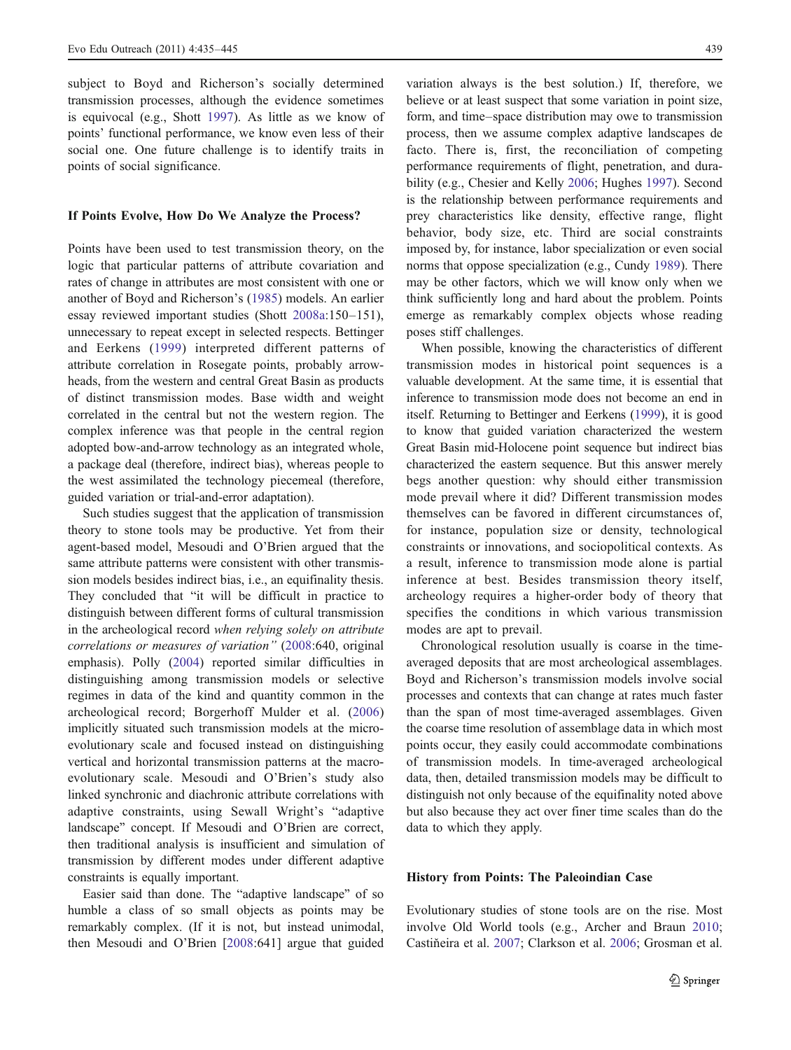subject to Boyd and Richerson's socially determined transmission processes, although the evidence sometimes is equivocal (e.g., Shott 1997). As little as we know of points' functional performance, we know even less of their social one. One future challenge is to identify traits in points of social significance.

## If Points Evolve, How Do We Analyze the Process?

Points have been used to test transmission theory, on the logic that particular patterns of attribute covariation and rates of change in attributes are most consistent with one or another of Boyd and Richerson's (1985) models. An earlier essay reviewed important studies (Shott 2008a:150–151), unnecessary to repeat except in selected respects. Bettinger and Eerkens (1999) interpreted different patterns of attribute correlation in Rosegate points, probably arrowheads, from the western and central Great Basin as products of distinct transmission modes. Base width and weight correlated in the central but not the western region. The complex inference was that people in the central region adopted bow-and-arrow technology as an integrated whole, a package deal (therefore, indirect bias), whereas people to the west assimilated the technology piecemeal (therefore, guided variation or trial-and-error adaptation).

Such studies suggest that the application of transmission theory to stone tools may be productive. Yet from their agent-based model, Mesoudi and O'Brien argued that the same attribute patterns were consistent with other transmission models besides indirect bias, i.e., an equifinality thesis. They concluded that "it will be difficult in practice to distinguish between different forms of cultural transmission in the archeological record *when relying solely on attribute correlations or measures of variation*" (2008:640, original emphasis). Polly (2004) reported similar difficulties in distinguishing among transmission models or selective regimes in data of the kind and quantity common in the archeological record; Borgerhoff Mulder et al. (2006) implicitly situated such transmission models at the micro-evolutionary scale and focused instead on distinguishing vertical and horizontal transmission patterns at the macro-evolutionary scale. Mesoudi and O'Brien's study also linked synchronic and diachronic attribute correlations with adaptive constraints, using Sewall Wright's "adaptive landscape" concept. If Mesoudi and O'Brien are correct, then traditional analysis is insufficient and simulation of transmission by different modes under different adaptive constraints is equally important.

Easier said than done. The "adaptive landscape" of so humble a class of so small objects as points may be remarkably complex. (If it is not, but instead unimodal, then Mesoudi and O'Brien [2008:641] argue that guided variation always is the best solution.) If, therefore, we believe or at least suspect that some variation in point size, form, and time–space distribution may owe to transmission process, then we assume complex adaptive landscapes de facto. There is, first, the reconciliation of competing performance requirements of flight, penetration, and durability (e.g., Chesier and Kelly 2006; Hughes 1997). Second is the relationship between performance requirements and prey characteristics like density, effective range, flight behavior, body size, etc. Third are social constraints imposed by, for instance, labor specialization or even social norms that oppose specialization (e.g., Cundy 1989). There may be other factors, which we will know only when we think sufficiently long and hard about the problem. Points emerge as remarkably complex objects whose reading poses stiff challenges.

When possible, knowing the characteristics of different transmission modes in historical point sequences is a valuable development. At the same time, it is essential that inference to transmission mode does not become an end in itself. Returning to Bettinger and Eerkens (1999), it is good to know that guided variation characterized the western Great Basin mid-Holocene point sequence but indirect bias characterized the eastern sequence. But this answer merely begs another question: why should either transmission mode prevail where it did? Different transmission modes themselves can be favored in different circumstances of, for instance, population size or density, technological constraints or innovations, and sociopolitical contexts. As a result, inference to transmission mode alone is partial inference at best. Besides transmission theory itself, archeology requires a higher-order body of theory that specifies the conditions in which various transmission modes are apt to prevail.

Chronological resolution usually is coarse in the time-averaged deposits that are most archeological assemblages. Boyd and Richerson's transmission models involve social processes and contexts that can change at rates much faster than the span of most time-averaged assemblages. Given the coarse time resolution of assemblage data in which most points occur, they easily could accommodate combinations of transmission models. In time-averaged archeological data, then, detailed transmission models may be difficult to distinguish not only because of the equifinality noted above but also because they act over finer time scales than do the data to which they apply.

## History from Points: The Paleoindian Case

Evolutionary studies of stone tools are on the rise. Most involve Old World tools (e.g., Archer and Braun 2010; Castiñeira et al. 2007; Clarkson et al. 2006; Grosman et al.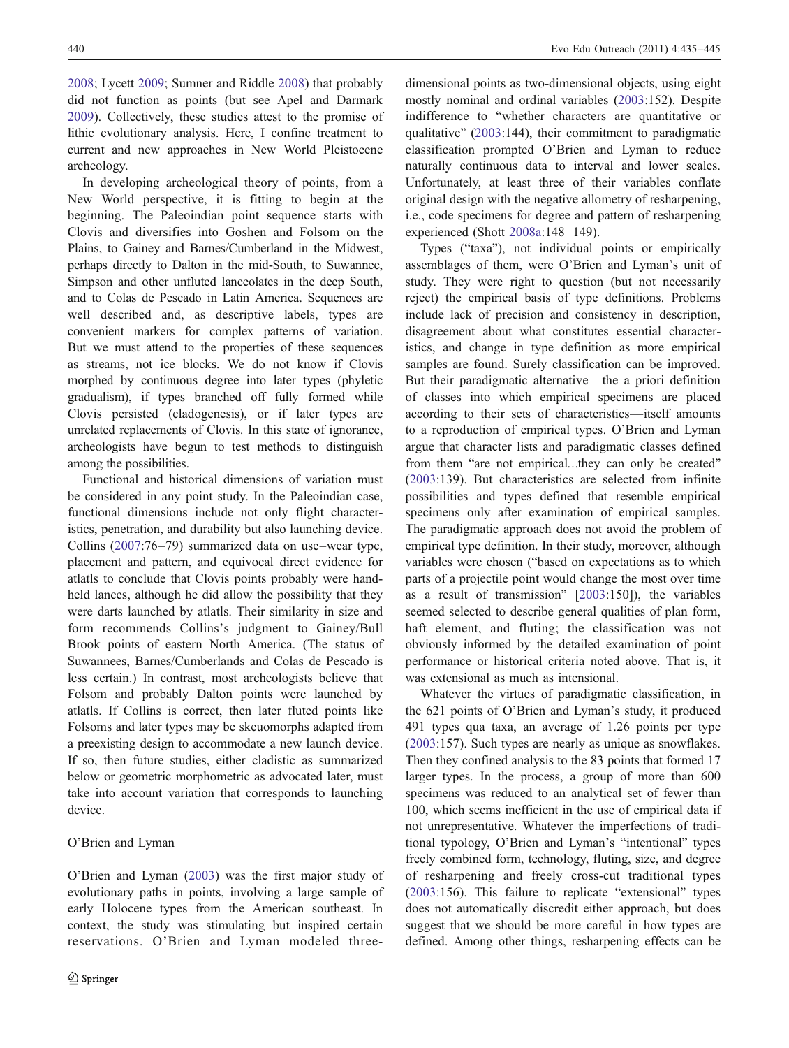2008; Lycett 2009; Sumner and Riddle 2008) that probably did not function as points (but see Apel and Darmark 2009). Collectively, these studies attest to the promise of lithic evolutionary analysis. Here, I confine treatment to current and new approaches in New World Pleistocene archeology.

In developing archeological theory of points, from a New World perspective, it is fitting to begin at the beginning. The Paleoindian point sequence starts with Clovis and diversifies into Goshen and Folsom on the Plains, to Gainey and Barnes/Cumberland in the Midwest, perhaps directly to Dalton in the mid-South, to Suwannee, Simpson and other unfluted lanceolates in the deep South, and to Colas de Pescado in Latin America. Sequences are well described and, as descriptive labels, types are convenient markers for complex patterns of variation. But we must attend to the properties of these sequences as streams, not ice blocks. We do not know if Clovis morphed by continuous degree into later types (phyletic gradualism), if types branched off fully formed while Clovis persisted (cladogenesis), or if later types are unrelated replacements of Clovis. In this state of ignorance, archeologists have begun to test methods to distinguish among the possibilities.

Functional and historical dimensions of variation must be considered in any point study. In the Paleoindian case, functional dimensions include not only flight characteristics, penetration, and durability but also launching device. Collins (2007:76–79) summarized data on use–wear type, placement and pattern, and equivocal direct evidence for atlatls to conclude that Clovis points probably were hand-held lances, although he did allow the possibility that they were darts launched by atlatls. Their similarity in size and form recommends Collins's judgment to Gainey/Bull Brook points of eastern North America. (The status of Suwannees, Barnes/Cumberlands and Colas de Pescado is less certain.) In contrast, most archeologists believe that Folsom and probably Dalton points were launched by atlatls. If Collins is correct, then later fluted points like Folsoms and later types may be skeuomorphs adapted from a preexisting design to accommodate a new launch device. If so, then future studies, either cladistic as summarized below or geometric morphometric as advocated later, must take into account variation that corresponds to launching device.

## O'Brien and Lyman

O'Brien and Lyman (2003) was the first major study of evolutionary paths in points, involving a large sample of early Holocene types from the American southeast. In context, the study was stimulating but inspired certain reservations. O'Brien and Lyman modeled three-dimensional points as two-dimensional objects, using eight mostly nominal and ordinal variables (2003:152). Despite indifference to "whether characters are quantitative or qualitative" (2003:144), their commitment to paradigmatic classification prompted O'Brien and Lyman to reduce naturally continuous data to interval and lower scales. Unfortunately, at least three of their variables conflate original design with the negative allometry of resharpening, i.e., code specimens for degree and pattern of resharpening experienced (Shott 2008a:148–149).

Types ("taxa"), not individual points or empirically assemblages of them, were O'Brien and Lyman's unit of study. They were right to question (but not necessarily reject) the empirical basis of type definitions. Problems include lack of precision and consistency in description, disagreement about what constitutes essential characteristics, and change in type definition as more empirical samples are found. Surely classification can be improved. But their paradigmatic alternative—the a priori definition of classes into which empirical specimens are placed according to their sets of characteristics—itself amounts to a reproduction of empirical types. O'Brien and Lyman argue that character lists and paradigmatic classes defined from them "are not empirical...they can only be created" (2003:139). But characteristics are selected from infinite possibilities and types defined that resemble empirical specimens only after examination of empirical samples. The paradigmatic approach does not avoid the problem of empirical type definition. In their study, moreover, although variables were chosen ("based on expectations as to which parts of a projectile point would change the most over time as a result of transmission" [2003:150]), the variables seemed selected to describe general qualities of plan form, haft element, and fluting; the classification was not obviously informed by the detailed examination of point performance or historical criteria noted above. That is, it was extensional as much as intensional.

Whatever the virtues of paradigmatic classification, in the 621 points of O'Brien and Lyman's study, it produced 491 types qua taxa, an average of 1.26 points per type (2003:157). Such types are nearly as unique as snowflakes. Then they confined analysis to the 83 points that formed 17 larger types. In the process, a group of more than 600 specimens was reduced to an analytical set of fewer than 100, which seems inefficient in the use of empirical data if not unrepresentative. Whatever the imperfections of traditional typology, O'Brien and Lyman's "intentional" types freely combined form, technology, fluting, size, and degree of resharpening and freely cross-cut traditional types (2003:156). This failure to replicate "extensional" types does not automatically discredit either approach, but does suggest that we should be more careful in how types are defined. Among other things, resharpening effects can be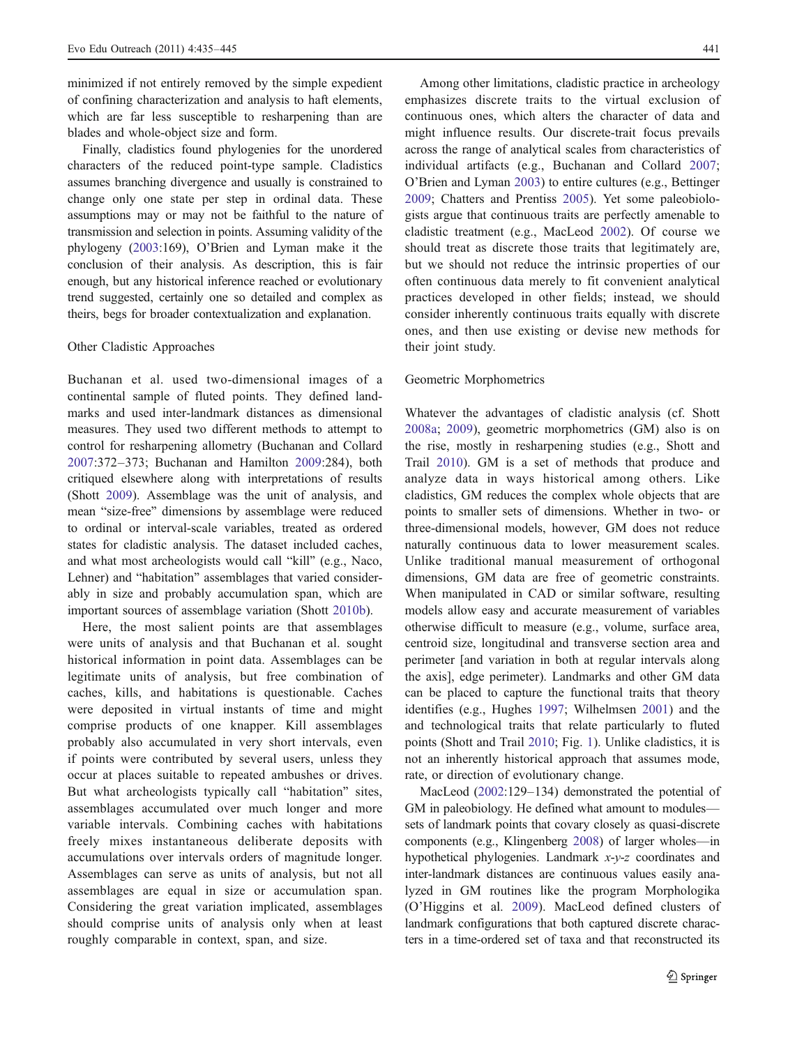minimized if not entirely removed by the simple expedient of confining characterization and analysis to haft elements, which are far less susceptible to resharpening than are blades and whole-object size and form.

Finally, cladistics found phylogenies for the unordered characters of the reduced point-type sample. Cladistics assumes branching divergence and usually is constrained to change only one state per step in ordinal data. These assumptions may or may not be faithful to the nature of transmission and selection in points. Assuming validity of the phylogeny (2003:169), O'Brien and Lyman make it the conclusion of their analysis. As description, this is fair enough, but any historical inference reached or evolutionary trend suggested, certainly one so detailed and complex as theirs, begs for broader contextualization and explanation.

### Other Cladistic Approaches

Buchanan et al. used two-dimensional images of a continental sample of fluted points. They defined landmarks and used inter-landmark distances as dimensional measures. They used two different methods to attempt to control for resharpening allometry (Buchanan and Collard 2007:372–373; Buchanan and Hamilton 2009:284), both critiqued elsewhere along with interpretations of results (Shott 2009). Assemblage was the unit of analysis, and mean "size-free" dimensions by assemblage were reduced to ordinal or interval-scale variables, treated as ordered states for cladistic analysis. The dataset included caches, and what most archeologists would call "kill" (e.g., Naco, Lehner) and "habitation" assemblages that varied considerably in size and probably accumulation span, which are important sources of assemblage variation (Shott 2010b).

Here, the most salient points are that assemblages were units of analysis and that Buchanan et al. sought historical information in point data. Assemblages can be legitimate units of analysis, but free combination of caches, kills, and habitations is questionable. Caches were deposited in virtual instants of time and might comprise products of one knapper. Kill assemblages probably also accumulated in very short intervals, even if points were contributed by several users, unless they occur at places suitable to repeated ambushes or drives. But what archeologists typically call "habitation" sites, assemblages accumulated over much longer and more variable intervals. Combining caches with habitations freely mixes instantaneous deliberate deposits with accumulations over intervals orders of magnitude longer. Assemblages can serve as units of analysis, but not all assemblages are equal in size or accumulation span. Considering the great variation implicated, assemblages should comprise units of analysis only when at least roughly comparable in context, span, and size.

Among other limitations, cladistic practice in archeology emphasizes discrete traits to the virtual exclusion of continuous ones, which alters the character of data and might influence results. Our discrete-trait focus prevails across the range of analytical scales from characteristics of individual artifacts (e.g., Buchanan and Collard 2007; O'Brien and Lyman 2003) to entire cultures (e.g., Bettinger 2009; Chatters and Prentiss 2005). Yet some paleobiologists argue that continuous traits are perfectly amenable to cladistic treatment (e.g., MacLeod 2002). Of course we should treat as discrete those traits that legitimately are, but we should not reduce the intrinsic properties of our often continuous data merely to fit convenient analytical practices developed in other fields; instead, we should consider inherently continuous traits equally with discrete ones, and then use existing or devise new methods for their joint study.

### Geometric Morphometrics

Whatever the advantages of cladistic analysis (cf. Shott 2008a; 2009), geometric morphometrics (GM) also is on the rise, mostly in resharpening studies (e.g., Shott and Trail 2010). GM is a set of methods that produce and analyze data in ways historical among others. Like cladistics, GM reduces the complex whole objects that are points to smaller sets of dimensions. Whether in two- or three-dimensional models, however, GM does not reduce naturally continuous data to lower measurement scales. Unlike traditional manual measurement of orthogonal dimensions, GM data are free of geometric constraints. When manipulated in CAD or similar software, resulting models allow easy and accurate measurement of variables otherwise difficult to measure (e.g., volume, surface area, centroid size, longitudinal and transverse section area and perimeter [and variation in both at regular intervals along the axis], edge perimeter). Landmarks and other GM data can be placed to capture the functional traits that theory identifies (e.g., Hughes 1997; Wilhelmsen 2001) and the and technological traits that relate particularly to fluted points (Shott and Trail 2010; Fig. 1). Unlike cladistics, it is not an inherently historical approach that assumes mode, rate, or direction of evolutionary change.

MacLeod (2002:129–134) demonstrated the potential of GM in paleobiology. He defined what amount to modules—sets of landmark points that covary closely as quasi-discrete components (e.g., Klingenberg 2008) of larger wholes—in hypothetical phylogenies. Landmark *x-y-z* coordinates and inter-landmark distances are continuous values easily analyzed in GM routines like the program Morphologika (O'Higgins et al. 2009). MacLeod defined clusters of landmark configurations that both captured discrete characters in a time-ordered set of taxa and that reconstructed its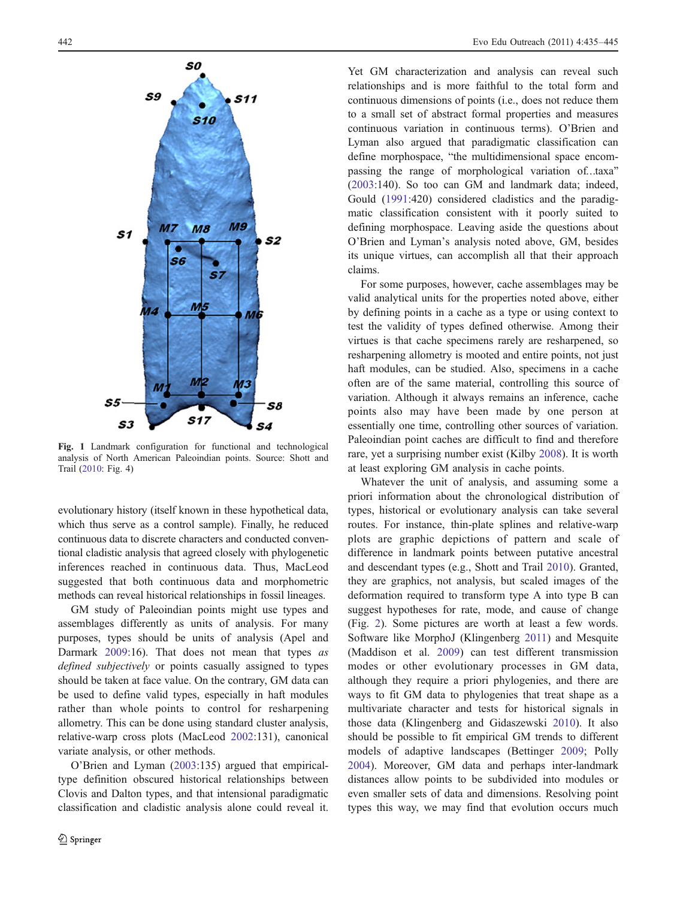Fig. 1 Landmark configuration for functional and technological analysis of North American Paleoindian points. Source: Shott and Trail (2010: Fig. 4)

evolutionary history (itself known in these hypothetical data, which thus serve as a control sample). Finally, he reduced continuous data to discrete characters and conducted conventional cladistic analysis that agreed closely with phylogenetic inferences reached in continuous data. Thus, MacLeod suggested that both continuous data and morphometric methods can reveal historical relationships in fossil lineages.

GM study of Paleoindian points might use types and assemblages differently as units of analysis. For many purposes, types should be units of analysis (Apel and Darmark 2009:16). That does not mean that types *as defined subjectively* or points casually assigned to types should be taken at face value. On the contrary, GM data can be used to define valid types, especially in haft modules rather than whole points to control for resharpening allometry. This can be done using standard cluster analysis, relative-warp cross plots (MacLeod 2002:131), canonical variate analysis, or other methods.

O'Brien and Lyman (2003:135) argued that empirical-type definition obscured historical relationships between Clovis and Dalton types, and that intensional paradigmatic classification and cladistic analysis alone could reveal it. Yet GM characterization and analysis can reveal such relationships and is more faithful to the total form and continuous dimensions of points (i.e., does not reduce them to a small set of abstract formal properties and measures continuous variation in continuous terms). O'Brien and Lyman also argued that paradigmatic classification can define morphospace, "the multidimensional space encompassing the range of morphological variation of…taxa" (2003:140). So too can GM and landmark data; indeed, Gould (1991:420) considered cladistics and the paradigmatic classification consistent with it poorly suited to defining morphospace. Leaving aside the questions about O'Brien and Lyman's analysis noted above, GM, besides its unique virtues, can accomplish all that their approach claims.

For some purposes, however, cache assemblages may be valid analytical units for the properties noted above, either by defining points in a cache as a type or using context to test the validity of types defined otherwise. Among their virtues is that cache specimens rarely are resharpened, so resharpening allometry is mooted and entire points, not just haft modules, can be studied. Also, specimens in a cache often are of the same material, controlling this source of variation. Although it always remains an inference, cache points also may have been made by one person at essentially one time, controlling other sources of variation. Paleoindian point caches are difficult to find and therefore rare, yet a surprising number exist (Kilby 2008). It is worth at least exploring GM analysis in cache points.

Whatever the unit of analysis, and assuming some a priori information about the chronological distribution of types, historical or evolutionary analysis can take several routes. For instance, thin-plate splines and relative-warp plots are graphic depictions of pattern and scale of difference in landmark points between putative ancestral and descendant types (e.g., Shott and Trail 2010). Granted, they are graphics, not analysis, but scaled images of the deformation required to transform type A into type B can suggest hypotheses for rate, mode, and cause of change (Fig. 2). Some pictures are worth at least a few words. Software like MorphoJ (Klingenberg 2011) and Mesquite (Maddison et al. 2009) can test different transmission modes or other evolutionary processes in GM data, although they require a priori phylogenies, and there are ways to fit GM data to phylogenies that treat shape as a multivariate character and tests for historical signals in those data (Klingenberg and Gidaszewski 2010). It also should be possible to fit empirical GM trends to different models of adaptive landscapes (Bettinger 2009; Polly 2004). Moreover, GM data and perhaps inter-landmark distances allow points to be subdivided into modules or even smaller sets of data and dimensions. Resolving point types this way, we may find that evolution occurs much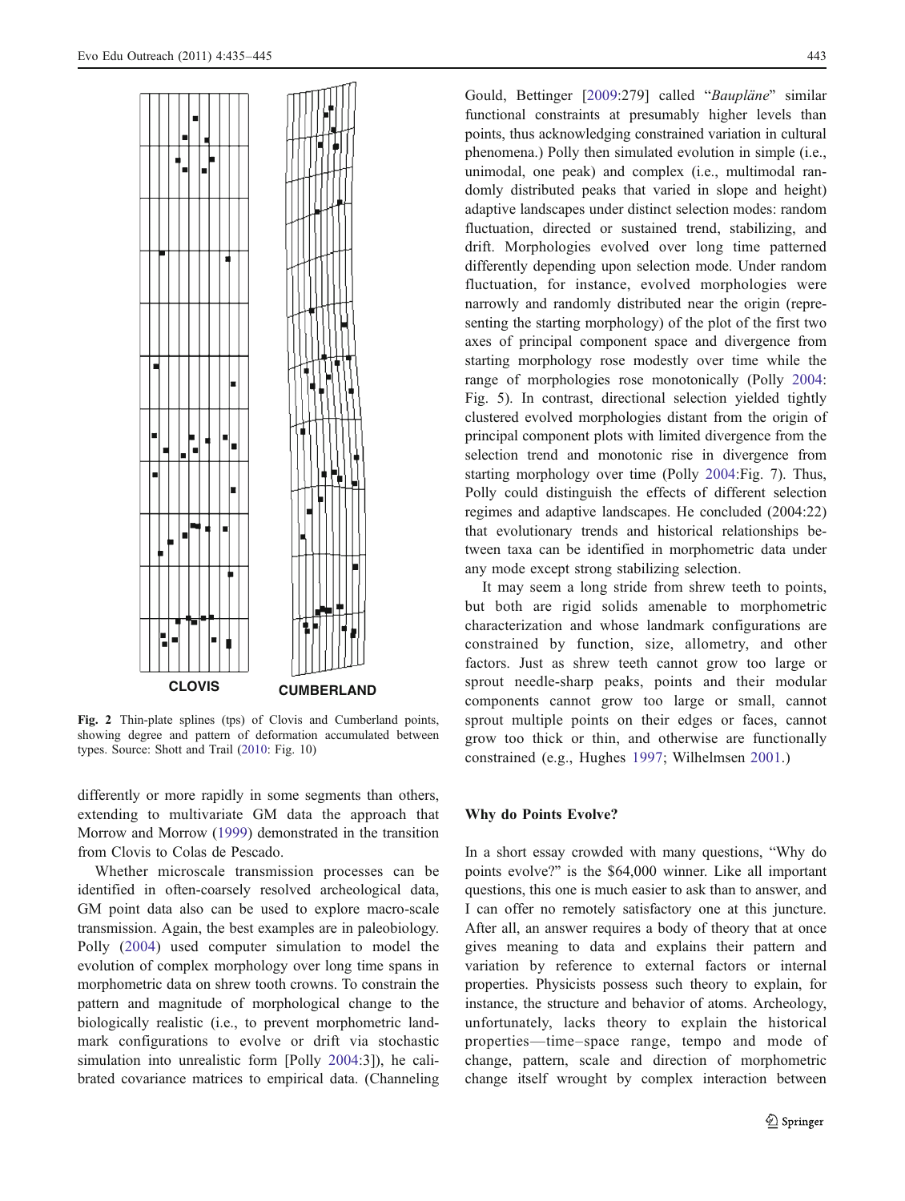CLOVIS CUMBERLAND

**Fig. 2** Thin-plate splines (tps) of Clovis and Cumberland points, showing degree and pattern of deformation accumulated between types. Source: Shott and Trail (2010: Fig. 10)

differently or more rapidly in some segments than others, extending to multivariate GM data the approach that Morrow and Morrow (1999) demonstrated in the transition from Clovis to Colas de Pescado.

Whether microscale transmission processes can be identified in often-coarsely resolved archeological data, GM point data also can be used to explore macro-scale transmission. Again, the best examples are in paleobiology. Polly (2004) used computer simulation to model the evolution of complex morphology over long time spans in morphometric data on shrew tooth crowns. To constrain the pattern and magnitude of morphological change to the biologically realistic (i.e., to prevent morphometric landmark configurations to evolve or drift via stochastic simulation into unrealistic form [Polly 2004:3]), he calibrated covariance matrices to empirical data. (Channeling Gould, Bettinger [2009:279] called "*Baupläne*" similar functional constraints at presumably higher levels than points, thus acknowledging constrained variation in cultural phenomena.) Polly then simulated evolution in simple (i.e., unimodal, one peak) and complex (i.e., multimodal randomly distributed peaks that varied in slope and height) adaptive landscapes under distinct selection modes: random fluctuation, directed or sustained trend, stabilizing, and drift. Morphologies evolved over long time patterned differently depending upon selection mode. Under random fluctuation, for instance, evolved morphologies were narrowly and randomly distributed near the origin (representing the starting morphology) of the plot of the first two axes of principal component space and divergence from starting morphology rose modestly over time while the range of morphologies rose monotonically (Polly 2004: Fig. 5). In contrast, directional selection yielded tightly clustered evolved morphologies distant from the origin of principal component plots with limited divergence from the selection trend and monotonic rise in divergence from starting morphology over time (Polly 2004:Fig. 7). Thus, Polly could distinguish the effects of different selection regimes and adaptive landscapes. He concluded (2004:22) that evolutionary trends and historical relationships between taxa can be identified in morphometric data under any mode except strong stabilizing selection.

It may seem a long stride from shrew teeth to points, but both are rigid solids amenable to morphometric characterization and whose landmark configurations are constrained by function, size, allometry, and other factors. Just as shrew teeth cannot grow too large or sprout needle-sharp peaks, points and their modular components cannot grow too large or small, cannot sprout multiple points on their edges or faces, cannot grow too thick or thin, and otherwise are functionally constrained (e.g., Hughes 1997; Wilhelmsen 2001.)

## Why do Points Evolve?

In a short essay crowded with many questions, "Why do points evolve?" is the $64,000 winner. Like all important questions, this one is much easier to ask than to answer, and I can offer no remotely satisfactory one at this juncture. After all, an answer requires a body of theory that at once gives meaning to data and explains their pattern and variation by reference to external factors or internal properties. Physicists possess such theory to explain, for instance, the structure and behavior of atoms. Archeology, unfortunately, lacks theory to explain the historical properties—time–space range, tempo and mode of change, pattern, scale and direction of morphometric change itself wrought by complex interaction between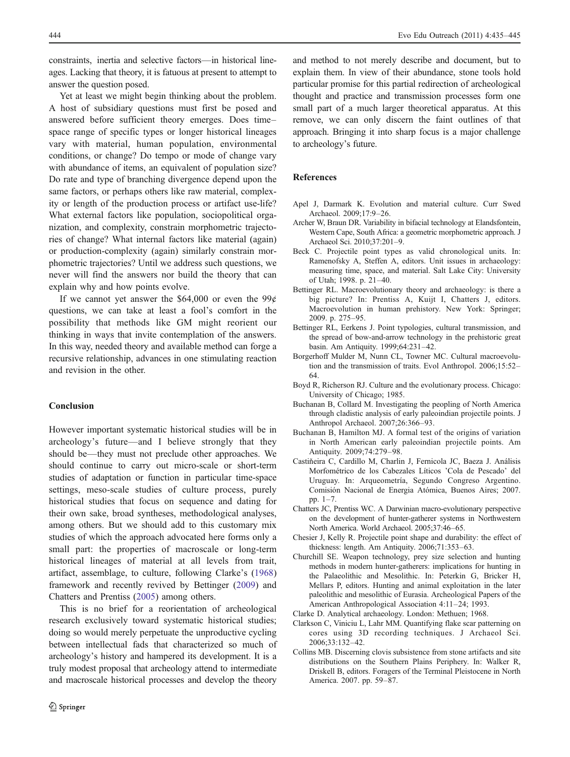constraints, inertia and selective factors—in historical lineages. Lacking that theory, it is fatuous at present to attempt to answer the question posed.

Yet at least we might begin thinking about the problem. A host of subsidiary questions must first be posed and answered before sufficient theory emerges. Does time–space range of specific types or longer historical lineages vary with material, human population, environmental conditions, or change? Do tempo or mode of change vary with abundance of items, an equivalent of population size? Do rate and type of branching divergence depend upon the same factors, or perhaps others like raw material, complexity or length of the production process or artifact use-life? What external factors like population, sociopolitical organization, and complexity, constrain morphometric trajectories of change? What internal factors like material (again) or production-complexity (again) similarly constrain morphometric trajectories? Until we address such questions, we never will find the answers nor build the theory that can explain why and how points evolve.

If we cannot yet answer the $64,000 or even the 99¢ questions, we can take at least a fool's comfort in the possibility that methods like GM might reorient our thinking in ways that invite contemplation of the answers. In this way, needed theory and available method can forge a recursive relationship, advances in one stimulating reaction and revision in the other.

## Conclusion

However important systematic historical studies will be in archeology's future—and I believe strongly that they should be—they must not preclude other approaches. We should continue to carry out micro-scale or short-term studies of adaptation or function in particular time-space settings, meso-scale studies of culture process, purely historical studies that focus on sequence and dating for their own sake, broad syntheses, methodological analyses, among others. But we should add to this customary mix studies of which the approach advocated here forms only a small part: the properties of macroscale or long-term historical lineages of material at all levels from trait, artifact, assemblage, to culture, following Clarke's (1968) framework and recently revived by Bettinger (2009) and Chatters and Prentiss (2005) among others.

This is no brief for a reorientation of archeological research exclusively toward systematic historical studies; doing so would merely perpetuate the unproductive cycling between intellectual fads that characterized so much of archeology's history and hampered its development. It is a truly modest proposal that archeology attend to intermediate and macroscale historical processes and develop the theory and method to not merely describe and document, but to explain them. In view of their abundance, stone tools hold particular promise for this partial redirection of archeological thought and practice and transmission processes form one small part of a much larger theoretical apparatus. At this remove, we can only discern the faint outlines of that approach. Bringing it into sharp focus is a major challenge to archeology's future.

## References

Apel J, Darmark K. Evolution and material culture. Curr Swed Archaeol. 2009;17:9–26.

Archer W, Braun DR. Variability in bifacial technology at Elandsfontein, Western Cape, South Africa: a geometric morphometric approach. J Archaeol Sci. 2010;37:201–9.

Beck C. Projectile point types as valid chronological units. In: Ramenofsky A, Steffen A, editors. Unit issues in archaeology: measuring time, space, and material. Salt Lake City: University of Utah; 1998. p. 21–40.

Bettinger RL. Macroevolutionary theory and archaeology: is there a big picture? In: Prentiss A, Kuijt I, Chatters J, editors. Macroevolution in human prehistory. New York: Springer; 2009. p. 275–95.

Bettinger RL, Eerkens J. Point typologies, cultural transmission, and the spread of bow-and-arrow technology in the prehistoric great basin. Am Antiquity. 1999;64:231–42.

Borgerhoff Mulder M, Nunn CL, Towner MC. Cultural macroevolution and the transmission of traits. Evol Anthropol. 2006;15:52–64.

Boyd R, Richerson RJ. Culture and the evolutionary process. Chicago: University of Chicago; 1985.

Buchanan B, Collard M. Investigating the peopling of North America through cladistic analysis of early paleoindian projectile points. J Anthropol Archaeol. 2007;26:366–93.

Buchanan B, Hamilton MJ. A formal test of the origins of variation in North American early paleoindian projectile points. Am Antiquity. 2009;74:279–98.

Castiñeira C, Cardillo M, Charlin J, Fernicola JC, Baeza J. Análisis Morfométrico de los Cabezales Líticos 'Cola de Pescado' del Uruguay. In: Arqueometría, Segundo Congreso Argentino. Comisión Nacional de Energia Atómica, Buenos Aires; 2007. pp. 1–7.

Chatters JC, Prentiss WC. A Darwinian macro-evolutionary perspective on the development of hunter-gatherer systems in Northwestern North America. World Archaeol. 2005;37:46–65.

Chesier J, Kelly R. Projectile point shape and durability: the effect of thickness: length. Am Antiquity. 2006;71:353–63.

Churchill SE. Weapon technology, prey size selection and hunting methods in modern hunter-gatherers: implications for hunting in the Palaeolithic and Mesolithic. In: Peterkin G, Bricker H, Mellars P, editors. Hunting and animal exploitation in the later paleolithic and mesolithic of Eurasia. Archeological Papers of the American Anthropological Association 4:11–24; 1993.

Clarke D. Analytical archaeology. London: Methuen; 1968.

Clarkson C, Viniciu L, Lahr MM. Quantifying flake scar patterning on cores using 3D recording techniques. J Archaeol Sci. 2006;33:132–42.

Collins MB. Discerning clovis subsistence from stone artifacts and site distributions on the Southern Plains Periphery. In: Walker R, Driskell B, editors. Foragers of the Terminal Pleistocene in North America. 2007. pp. 59–87.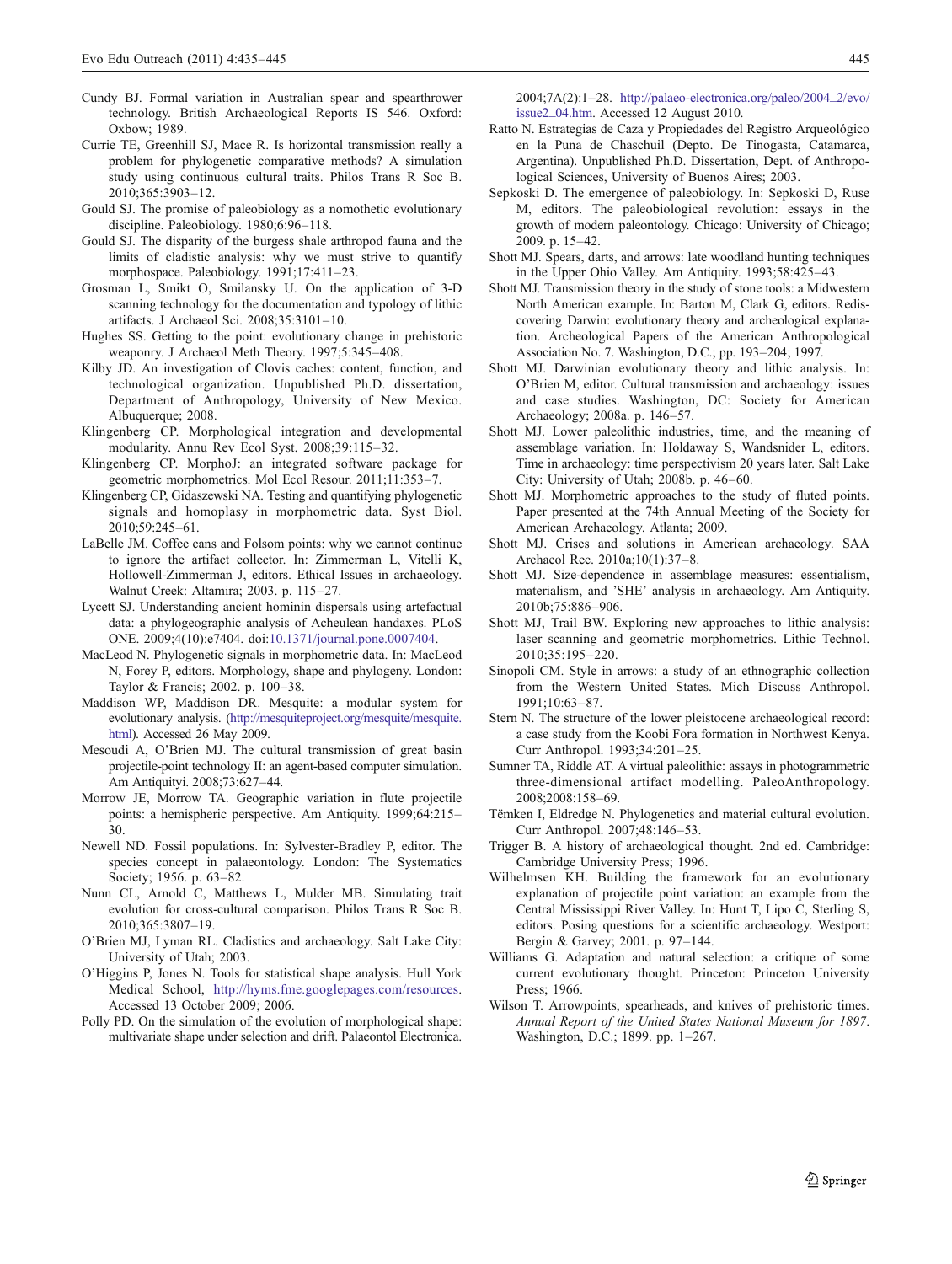Cundy BJ. Formal variation in Australian spear and spearthrower technology. British Archaeological Reports IS 546. Oxford: Oxbow; 1989.

Currie TE, Greenhill SJ, Mace R. Is horizontal transmission really a problem for phylogenetic comparative methods? A simulation study using continuous cultural traits. Philos Trans R Soc B. 2010;365:3903–12.

Gould SJ. The promise of paleobiology as a nomothetic evolutionary discipline. Paleobiology. 1980;6:96–118.

Gould SJ. The disparity of the burgess shale arthropod fauna and the limits of cladistic analysis: why we must strive to quantify morphospace. Paleobiology. 1991;17:411–23.

Grosman L, Smikt O, Smilansky U. On the application of 3-D scanning technology for the documentation and typology of lithic artifacts. J Archaeol Sci. 2008;35:3101–10.

Hughes SS. Getting to the point: evolutionary change in prehistoric weaponry. J Archaeol Meth Theory. 1997;5:345–408.

Kilby JD. An investigation of Clovis caches: content, function, and technological organization. Unpublished Ph.D. dissertation, Department of Anthropology, University of New Mexico. Albuquerque; 2008.

Klingenberg CP. Morphological integration and developmental modularity. Annu Rev Ecol Syst. 2008;39:115–32.

Klingenberg CP. MorphoJ: an integrated software package for geometric morphometrics. Mol Ecol Resour. 2011;11:353–7.

Klingenberg CP, Gidaszewski NA. Testing and quantifying phylogenetic signals and homoplasy in morphometric data. Syst Biol. 2010;59:245–61.

LaBelle JM. Coffee cans and Folsom points: why we cannot continue to ignore the artifact collector. In: Zimmerman L, Vitelli K, Hollowell-Zimmerman J, editors. Ethical Issues in archaeology. Walnut Creek: Altamira; 2003. p. 115–27.

Lycett SJ. Understanding ancient hominin dispersals using artefactual data: a phylogeographic analysis of Acheulean handaxes. PLoS ONE. 2009;4(10):e7404. doi:10.1371/journal.pone.0007404.

MacLeod N. Phylogenetic signals in morphometric data. In: MacLeod N, Forey P, editors. Morphology, shape and phylogeny. London: Taylor & Francis; 2002. p. 100–38.

Maddison WP, Maddison DR. Mesquite: a modular system for evolutionary analysis. (http://mesquiteproject.org/mesquite/mesquite.html). Accessed 26 May 2009.

Mesoudi A, O'Brien MJ. The cultural transmission of great basin projectile-point technology II: an agent-based computer simulation. Am Antiquityi. 2008;73:627–44.

Morrow JE, Morrow TA. Geographic variation in flute projectile points: a hemispheric perspective. Am Antiquity. 1999;64:215–30.

Newell ND. Fossil populations. In: Sylvester-Bradley P, editor. The species concept in palaeontology. London: The Systematics Society; 1956. p. 63–82.

Nunn CL, Arnold C, Matthews L, Mulder MB. Simulating trait evolution for cross-cultural comparison. Philos Trans R Soc B. 2010;365:3807–19.

O'Brien MJ, Lyman RL. Cladistics and archaeology. Salt Lake City: University of Utah; 2003.

O'Higgins P, Jones N. Tools for statistical shape analysis. Hull York Medical School, http://hyms.fme.googlepages.com/resources. Accessed 13 October 2009; 2006.

Polly PD. On the simulation of the evolution of morphological shape: multivariate shape under selection and drift. Palaeontol Electronica. 2004;7A(2):1–28. http://palaeo-electronica.org/paleo/2004_2/evo/issue2_04.htm. Accessed 12 August 2010.

Ratto N. Estrategias de Caza y Propiedades del Registro Arqueológico en la Puna de Chaschuil (Depto. De Tinogasta, Catamarca, Argentina). Unpublished Ph.D. Dissertation, Dept. of Anthropological Sciences, University of Buenos Aires; 2003.

Sepkoski D. The emergence of paleobiology. In: Sepkoski D, Ruse M, editors. The paleobiological revolution: essays in the growth of modern paleontology. Chicago: University of Chicago; 2009. p. 15–42.

Shott MJ. Spears, darts, and arrows: late woodland hunting techniques in the Upper Ohio Valley. Am Antiquity. 1993;58:425–43.

Shott MJ. Transmission theory in the study of stone tools: a Midwestern North American example. In: Barton M, Clark G, editors. Rediscovering Darwin: evolutionary theory and archeological explanation. Archeological Papers of the American Anthropological Association No. 7. Washington, D.C.; pp. 193–204; 1997.

Shott MJ. Darwinian evolutionary theory and lithic analysis. In: O'Brien M, editor. Cultural transmission and archaeology: issues and case studies. Washington, DC: Society for American Archaeology; 2008a. p. 146–57.

Shott MJ. Lower paleolithic industries, time, and the meaning of assemblage variation. In: Holdaway S, Wandsnider L, editors. Time in archaeology: time perspectivism 20 years later. Salt Lake City: University of Utah; 2008b. p. 46–60.

Shott MJ. Morphometric approaches to the study of fluted points. Paper presented at the 74th Annual Meeting of the Society for American Archaeology. Atlanta; 2009.

Shott MJ. Crises and solutions in American archaeology. SAA Archaeol Rec. 2010a;10(1):37–8.

Shott MJ. Size-dependence in assemblage measures: essentialism, materialism, and 'SHE' analysis in archaeology. Am Antiquity. 2010b;75:886–906.

Shott MJ, Trail BW. Exploring new approaches to lithic analysis: laser scanning and geometric morphometrics. Lithic Technol. 2010;35:195–220.

Sinopoli CM. Style in arrows: a study of an ethnographic collection from the Western United States. Mich Discuss Anthropol. 1991;10:63–87.

Stern N. The structure of the lower pleistocene archaeological record: a case study from the Koobi Fora formation in Northwest Kenya. Curr Anthropol. 1993;34:201–25.

Sumner TA, Riddle AT. A virtual paleolithic: assays in photogrammetric three-dimensional artifact modelling. PaleoAnthropology. 2008;2008:158–69.

Tëmken I, Eldredge N. Phylogenetics and material cultural evolution. Curr Anthropol. 2007;48:146–53.

Trigger B. A history of archaeological thought. 2nd ed. Cambridge: Cambridge University Press; 1996.

Wilhelmsen KH. Building the framework for an evolutionary explanation of projectile point variation: an example from the Central Mississippi River Valley. In: Hunt T, Lipo C, Sterling S, editors. Posing questions for a scientific archaeology. Westport: Bergin & Garvey; 2001. p. 97–144.

Williams G. Adaptation and natural selection: a critique of some current evolutionary thought. Princeton: Princeton University Press; 1966.

Wilson T. Arrowpoints, spearheads, and knives of prehistoric times. *Annual Report of the United States National Museum for 1897*. Washington, D.C.; 1899. pp. 1–267.